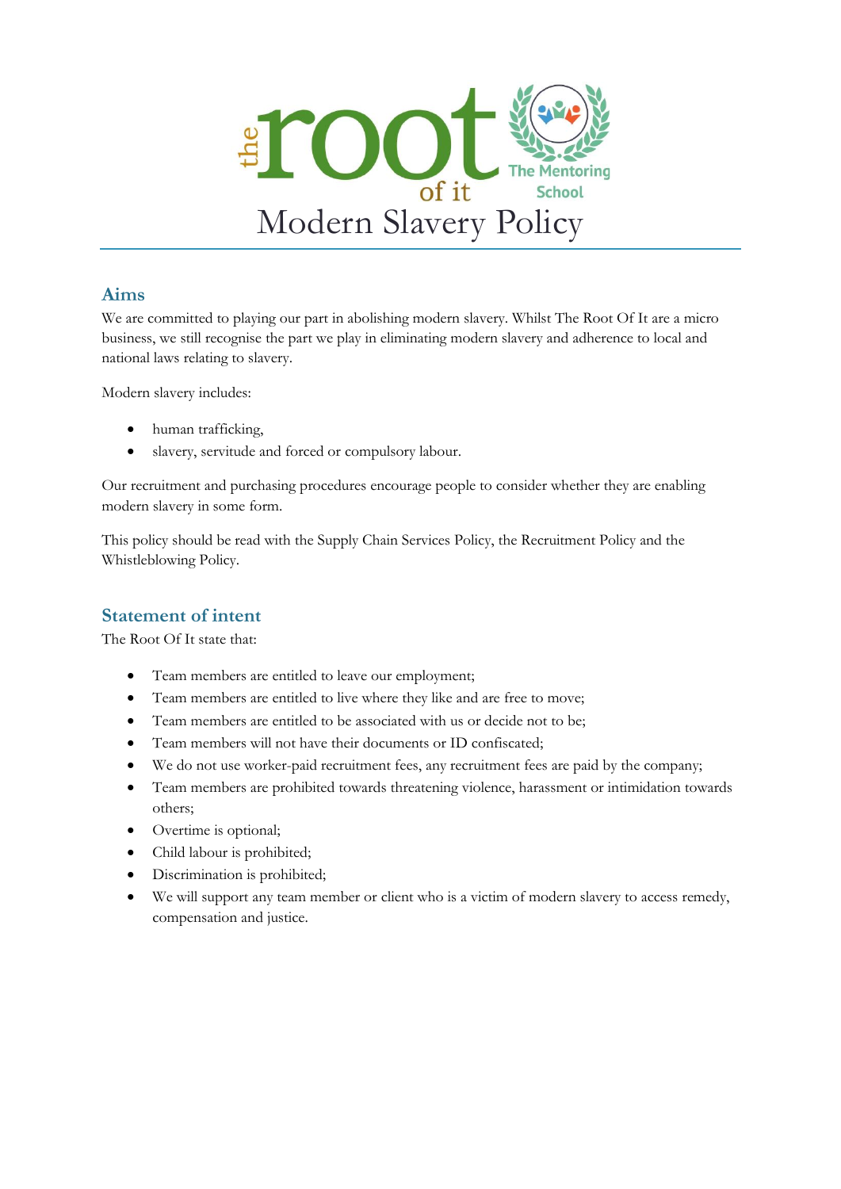# Modern Slavery Policy

## Aims

We are committed to playing our part in abolishing modern slavery. Whilst The Root Of It are a micro business, we still recognise the part we play in eliminating modern slavery and adherence to local and national laws relating to slavery.

Modern slavery includes:

- human trafficking,
- slavery, servitude and forced or compulsory labour.

Our recruitment and purchasing procedures encourage people to consider whether they are enabling modern slavery in some form.

This policy should be read with the Supply Chain Services Policy, the Recruitment Policy and the Whistleblowing Policy.

## Statement of intent

The Root Of It state that:

- Team members are entitled to leave our employment;
- Team members are entitled to live where they like and are free to move;
- Team members are entitled to be associated with us or decide not to be;
- Team members will not have their documents or ID confiscated;
- We do not use worker-paid recruitment fees, any recruitment fees are paid by the company;
- Team members are prohibited towards threatening violence, harassment or intimidation towards others;
- Overtime is optional;
- Child labour is prohibited;
- Discrimination is prohibited;
- We will support any team member or client who is a victim of modern slavery to access remedy, compensation and justice.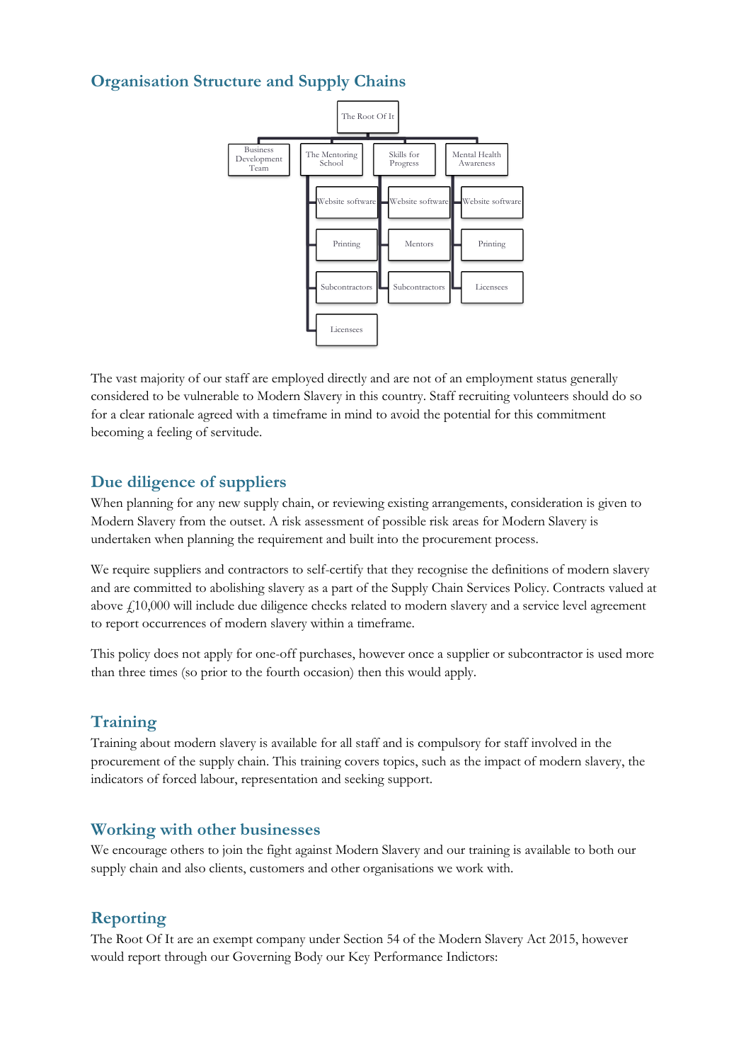## Organisation Structure and Supply Chains

- The Root Of It
  - Business Development Team
  - The Mentoring School
    - Website software
    - Printing
    - Subcontractors
    - Licensees
  - Skills for Progress
    - Website software
    - Mentors
    - Subcontractors
  - Mental Health Awareness
    - Website software
    - Printing
    - Licensees

The vast majority of our staff are employed directly and are not of an employment status generally considered to be vulnerable to Modern Slavery in this country. Staff recruiting volunteers should do so for a clear rationale agreed with a timeframe in mind to avoid the potential for this commitment becoming a feeling of servitude.

## Due diligence of suppliers

When planning for any new supply chain, or reviewing existing arrangements, consideration is given to Modern Slavery from the outset. A risk assessment of possible risk areas for Modern Slavery is undertaken when planning the requirement and built into the procurement process.

We require suppliers and contractors to self-certify that they recognise the definitions of modern slavery and are committed to abolishing slavery as a part of the Supply Chain Services Policy. Contracts valued at above £10,000 will include due diligence checks related to modern slavery and a service level agreement to report occurrences of modern slavery within a timeframe.

This policy does not apply for one-off purchases, however once a supplier or subcontractor is used more than three times (so prior to the fourth occasion) then this would apply.

## Training

Training about modern slavery is available for all staff and is compulsory for staff involved in the procurement of the supply chain. This training covers topics, such as the impact of modern slavery, the indicators of forced labour, representation and seeking support.

## Working with other businesses

We encourage others to join the fight against Modern Slavery and our training is available to both our supply chain and also clients, customers and other organisations we work with.

## Reporting

The Root Of It are an exempt company under Section 54 of the Modern Slavery Act 2015, however would report through our Governing Body our Key Performance Indictors: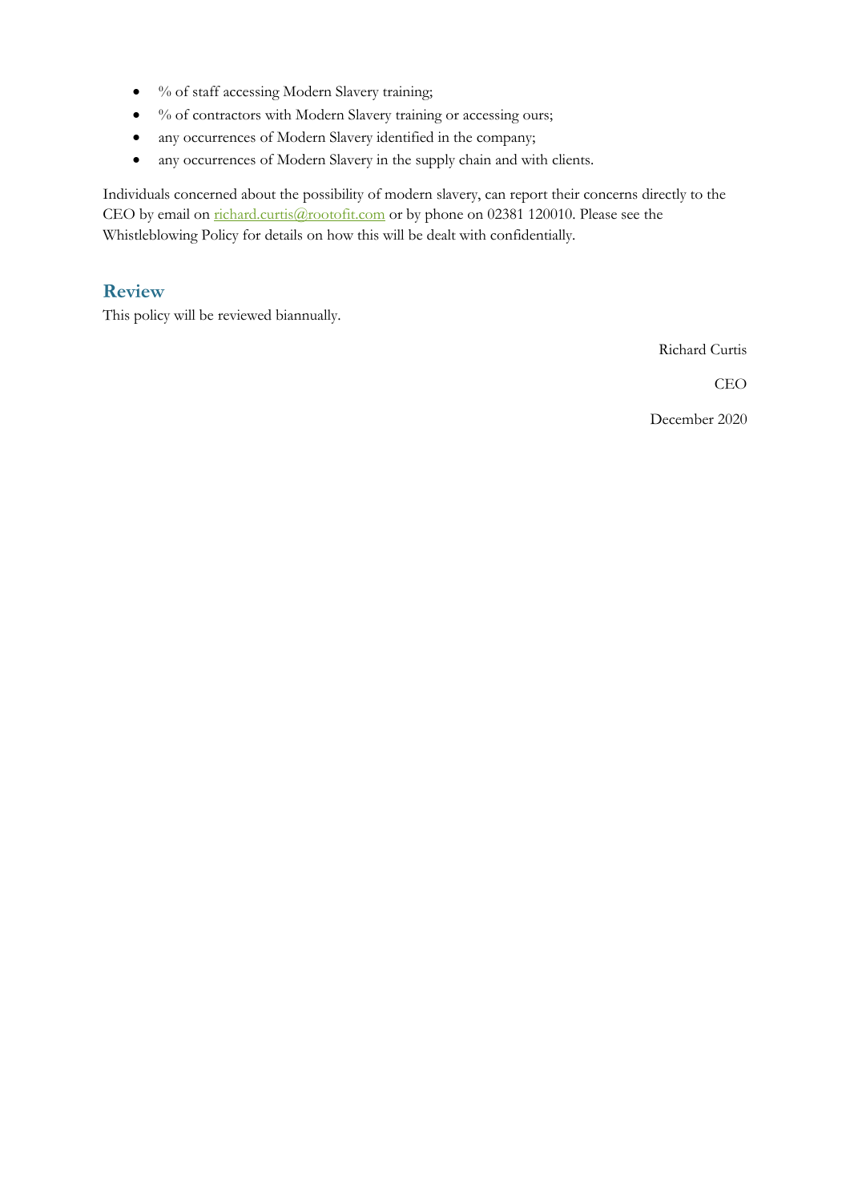- % of staff accessing Modern Slavery training;
- % of contractors with Modern Slavery training or accessing ours;
- any occurrences of Modern Slavery identified in the company;
- any occurrences of Modern Slavery in the supply chain and with clients.

Individuals concerned about the possibility of modern slavery, can report their concerns directly to the CEO by email on richard.curtis@rootofit.com or by phone on 02381 120010. Please see the Whistleblowing Policy for details on how this will be dealt with confidentially.

## Review

This policy will be reviewed biannually.

Richard Curtis

CEO

December 2020